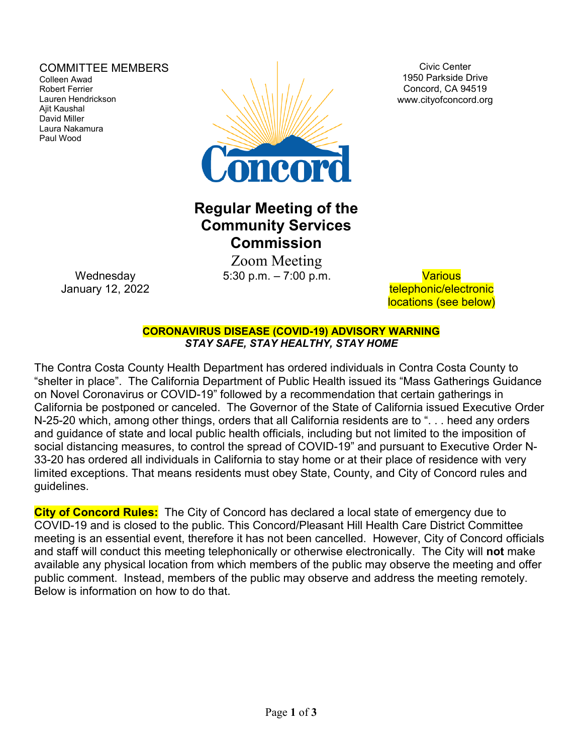COMMITTEE MEMBERS
Colleen Awad
Robert Ferrier
Lauren Hendrickson
Ajit Kaushal
David Miller
Laura Nakamura
Paul Wood

Civic Center
1950 Parkside Drive
Concord, CA 94519
www.cityofconcord.org

# Regular Meeting of the Community Services Commission

Zoom Meeting

Wednesday
January 12, 2022

5:30 p.m. – 7:00 p.m.

Various telephonic/electronic locations (see below)

**CORONAVIRUS DISEASE (COVID-19) ADVISORY WARNING**
***STAY SAFE, STAY HEALTHY, STAY HOME***

The Contra Costa County Health Department has ordered individuals in Contra Costa County to "shelter in place". The California Department of Public Health issued its "Mass Gatherings Guidance on Novel Coronavirus or COVID-19" followed by a recommendation that certain gatherings in California be postponed or canceled. The Governor of the State of California issued Executive Order N-25-20 which, among other things, orders that all California residents are to ". . . heed any orders and guidance of state and local public health officials, including but not limited to the imposition of social distancing measures, to control the spread of COVID-19" and pursuant to Executive Order N-33-20 has ordered all individuals in California to stay home or at their place of residence with very limited exceptions. That means residents must obey State, County, and City of Concord rules and guidelines.

**City of Concord Rules:** The City of Concord has declared a local state of emergency due to COVID-19 and is closed to the public. This Concord/Pleasant Hill Health Care District Committee meeting is an essential event, therefore it has not been cancelled. However, City of Concord officials and staff will conduct this meeting telephonically or otherwise electronically. The City will **not** make available any physical location from which members of the public may observe the meeting and offer public comment. Instead, members of the public may observe and address the meeting remotely. Below is information on how to do that.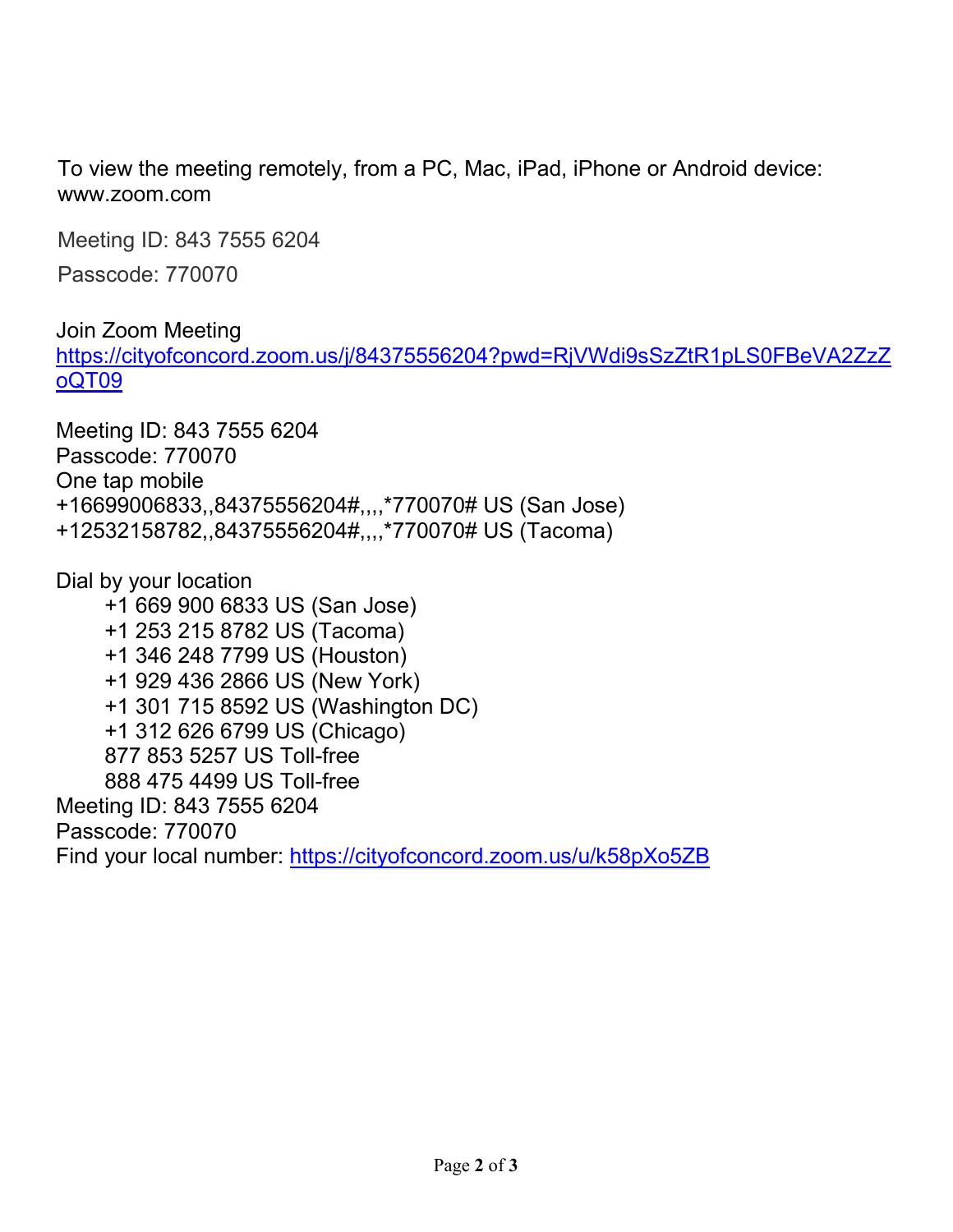To view the meeting remotely, from a PC, Mac, iPad, iPhone or Android device: www.zoom.com

Meeting ID: 843 7555 6204

Passcode: 770070

Join Zoom Meeting
https://cityofconcord.zoom.us/j/84375556204?pwd=RjVWdi9sSzZtR1pLS0FBeVA2ZzZoQT09

Meeting ID: 843 7555 6204
Passcode: 770070
One tap mobile
+16699006833,,84375556204#,,,,*770070# US (San Jose)
+12532158782,,84375556204#,,,,*770070# US (Tacoma)

Dial by your location
- +1 669 900 6833 US (San Jose)
- +1 253 215 8782 US (Tacoma)
- +1 346 248 7799 US (Houston)
- +1 929 436 2866 US (New York)
- +1 301 715 8592 US (Washington DC)
- +1 312 626 6799 US (Chicago)
- 877 853 5257 US Toll-free
- 888 475 4499 US Toll-free

Meeting ID: 843 7555 6204
Passcode: 770070
Find your local number: https://cityofconcord.zoom.us/u/k58pXo5ZB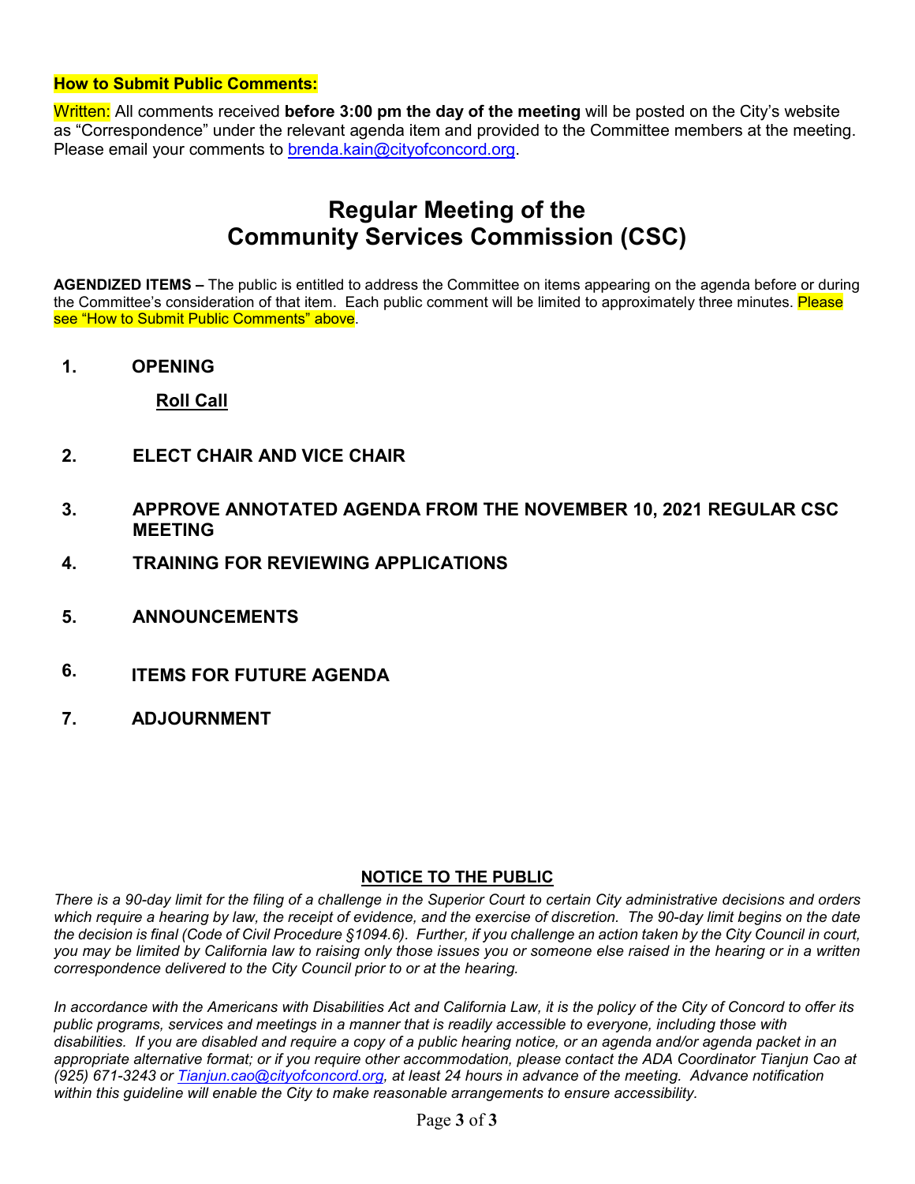**How to Submit Public Comments:**

Written: All comments received **before 3:00 pm the day of the meeting** will be posted on the City's website as "Correspondence" under the relevant agenda item and provided to the Committee members at the meeting. Please email your comments to brenda.kain@cityofconcord.org.

# Regular Meeting of the Community Services Commission (CSC)

**AGENDIZED ITEMS –** The public is entitled to address the Committee on items appearing on the agenda before or during the Committee's consideration of that item. Each public comment will be limited to approximately three minutes. Please see "How to Submit Public Comments" above.

**1. OPENING**

**Roll Call**

**2. ELECT CHAIR AND VICE CHAIR**

**3. APPROVE ANNOTATED AGENDA FROM THE NOVEMBER 10, 2021 REGULAR CSC MEETING**

**4. TRAINING FOR REVIEWING APPLICATIONS**

**5. ANNOUNCEMENTS**

**6. ITEMS FOR FUTURE AGENDA**

**7. ADJOURNMENT**

## NOTICE TO THE PUBLIC

*There is a 90-day limit for the filing of a challenge in the Superior Court to certain City administrative decisions and orders which require a hearing by law, the receipt of evidence, and the exercise of discretion. The 90-day limit begins on the date the decision is final (Code of Civil Procedure §1094.6). Further, if you challenge an action taken by the City Council in court, you may be limited by California law to raising only those issues you or someone else raised in the hearing or in a written correspondence delivered to the City Council prior to or at the hearing.*

*In accordance with the Americans with Disabilities Act and California Law, it is the policy of the City of Concord to offer its public programs, services and meetings in a manner that is readily accessible to everyone, including those with disabilities. If you are disabled and require a copy of a public hearing notice, or an agenda and/or agenda packet in an appropriate alternative format; or if you require other accommodation, please contact the ADA Coordinator Tianjun Cao at (925) 671-3243 or Tianjun.cao@cityofconcord.org, at least 24 hours in advance of the meeting. Advance notification within this guideline will enable the City to make reasonable arrangements to ensure accessibility.*